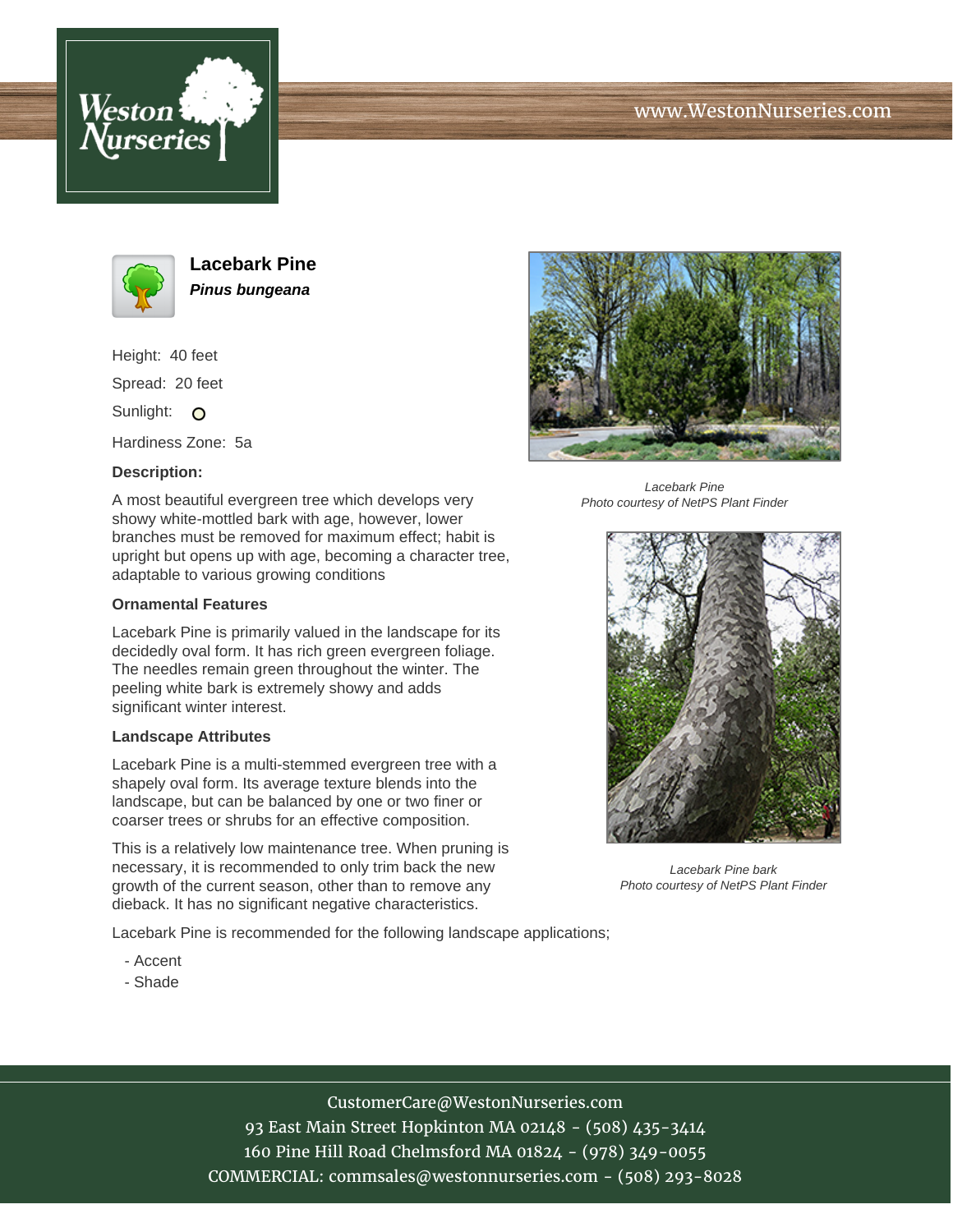# Lacebark Pine

***Pinus bungeana***

Height: 40 feet

Spread: 20 feet

Sunlight: O

Hardiness Zone: 5a

**Description:**

A most beautiful evergreen tree which develops very showy white-mottled bark with age, however, lower branches must be removed for maximum effect; habit is upright but opens up with age, becoming a character tree, adaptable to various growing conditions

**Ornamental Features**

Lacebark Pine is primarily valued in the landscape for its decidedly oval form. It has rich green evergreen foliage. The needles remain green throughout the winter. The peeling white bark is extremely showy and adds significant winter interest.

**Landscape Attributes**

Lacebark Pine is a multi-stemmed evergreen tree with a shapely oval form. Its average texture blends into the landscape, but can be balanced by one or two finer or coarser trees or shrubs for an effective composition.

This is a relatively low maintenance tree. When pruning is necessary, it is recommended to only trim back the new growth of the current season, other than to remove any dieback. It has no significant negative characteristics.

Lacebark Pine is recommended for the following landscape applications;

- Accent
- Shade

*Lacebark Pine*
*Photo courtesy of NetPS Plant Finder*

*Lacebark Pine bark*
*Photo courtesy of NetPS Plant Finder*

CustomerCare@WestonNurseries.com
93 East Main Street Hopkinton MA 02148 - (508) 435-3414
160 Pine Hill Road Chelmsford MA 01824 - (978) 349-0055
COMMERCIAL: commsales@westonnurseries.com - (508) 293-8028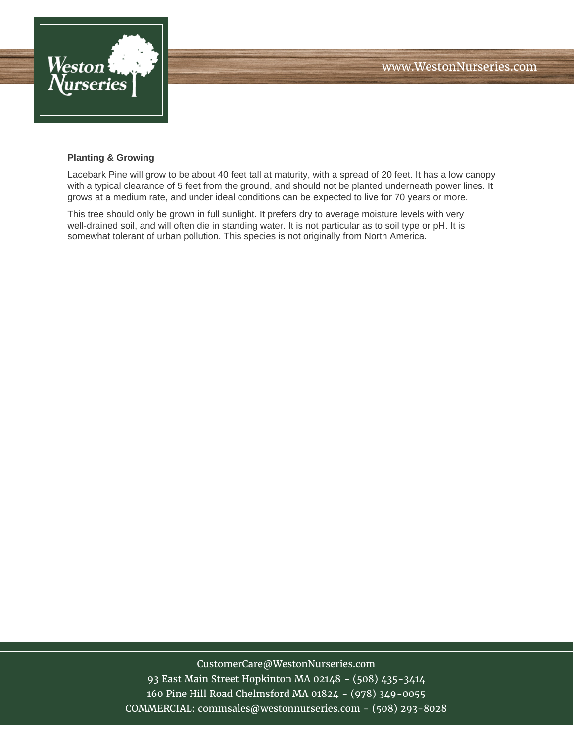**Planting & Growing**

Lacebark Pine will grow to be about 40 feet tall at maturity, with a spread of 20 feet. It has a low canopy with a typical clearance of 5 feet from the ground, and should not be planted underneath power lines. It grows at a medium rate, and under ideal conditions can be expected to live for 70 years or more.

This tree should only be grown in full sunlight. It prefers dry to average moisture levels with very well-drained soil, and will often die in standing water. It is not particular as to soil type or pH. It is somewhat tolerant of urban pollution. This species is not originally from North America.